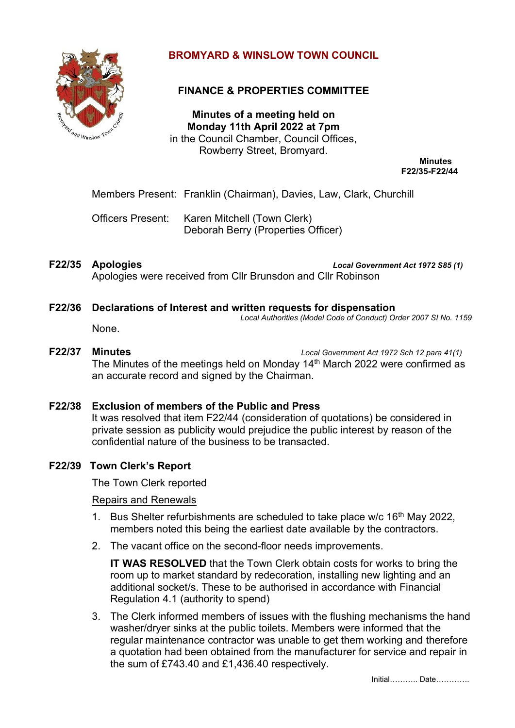# BROMYARD & WINSLOW TOWN COUNCIL

## FINANCE & PROPERTIES COMMITTEE

**Minutes of a meeting held on**
**Monday 11th April 2022 at 7pm**
in the Council Chamber, Council Offices,
Rowberry Street, Bromyard.

**Minutes**
**F22/35-F22/44**

Members Present: Franklin (Chairman), Davies, Law, Clark, Churchill

Officers Present: Karen Mitchell (Town Clerk)
Deborah Berry (Properties Officer)

**F22/35 Apologies** ***Local Government Act 1972 S85 (1)***

Apologies were received from Cllr Brunsdon and Cllr Robinson

**F22/36 Declarations of Interest and written requests for dispensation**
*Local Authorities (Model Code of Conduct) Order 2007 SI No. 1159*

None.

**F22/37 Minutes** *Local Government Act 1972 Sch 12 para 41(1)*

The Minutes of the meetings held on Monday 14th March 2022 were confirmed as an accurate record and signed by the Chairman.

**F22/38 Exclusion of members of the Public and Press**

It was resolved that item F22/44 (consideration of quotations) be considered in private session as publicity would prejudice the public interest by reason of the confidential nature of the business to be transacted.

**F22/39 Town Clerk's Report**

The Town Clerk reported

Repairs and Renewals

1. Bus Shelter refurbishments are scheduled to take place w/c 16th May 2022, members noted this being the earliest date available by the contractors.
2. The vacant office on the second-floor needs improvements.

   **IT WAS RESOLVED** that the Town Clerk obtain costs for works to bring the room up to market standard by redecoration, installing new lighting and an additional socket/s. These to be authorised in accordance with Financial Regulation 4.1 (authority to spend)
3. The Clerk informed members of issues with the flushing mechanisms the hand washer/dryer sinks at the public toilets. Members were informed that the regular maintenance contractor was unable to get them working and therefore a quotation had been obtained from the manufacturer for service and repair in the sum of £743.40 and £1,436.40 respectively.

Initial……….. Date………….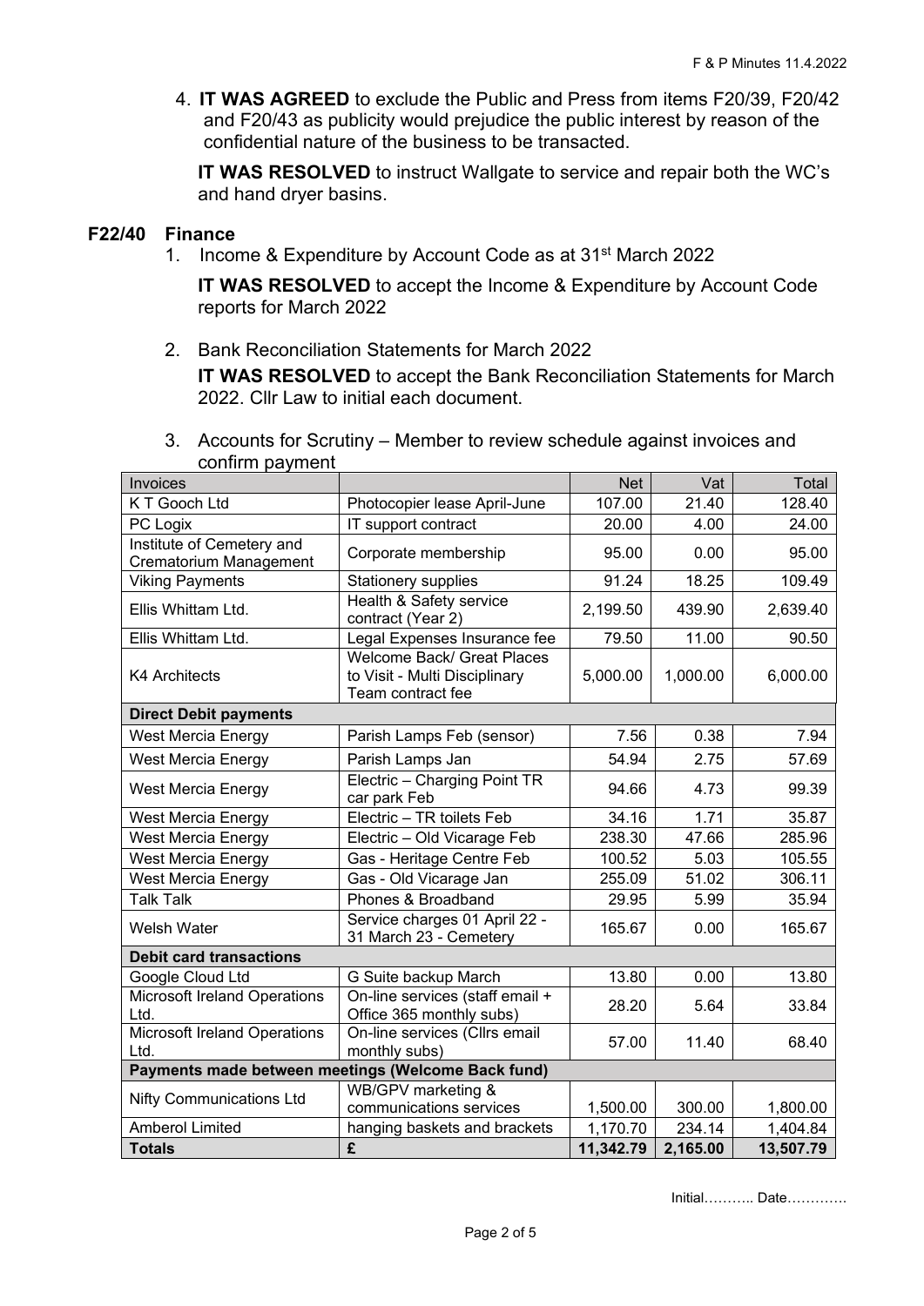4. **IT WAS AGREED** to exclude the Public and Press from items F20/39, F20/42 and F20/43 as publicity would prejudice the public interest by reason of the confidential nature of the business to be transacted.

   **IT WAS RESOLVED** to instruct Wallgate to service and repair both the WC's and hand dryer basins.

## F22/40 Finance

1. Income & Expenditure by Account Code as at 31st March 2022

   **IT WAS RESOLVED** to accept the Income & Expenditure by Account Code reports for March 2022

2. Bank Reconciliation Statements for March 2022

   **IT WAS RESOLVED** to accept the Bank Reconciliation Statements for March 2022. Cllr Law to initial each document.

3. Accounts for Scrutiny – Member to review schedule against invoices and confirm payment

| Invoices | | Net | Vat | Total |
|---|---|---|---|---|
| K T Gooch Ltd | Photocopier lease April-June | 107.00 | 21.40 | 128.40 |
| PC Logix | IT support contract | 20.00 | 4.00 | 24.00 |
| Institute of Cemetery and Crematorium Management | Corporate membership | 95.00 | 0.00 | 95.00 |
| Viking Payments | Stationery supplies | 91.24 | 18.25 | 109.49 |
| Ellis Whittam Ltd. | Health & Safety service contract (Year 2) | 2,199.50 | 439.90 | 2,639.40 |
| Ellis Whittam Ltd. | Legal Expenses Insurance fee | 79.50 | 11.00 | 90.50 |
| K4 Architects | Welcome Back/ Great Places to Visit - Multi Disciplinary Team contract fee | 5,000.00 | 1,000.00 | 6,000.00 |
| **Direct Debit payments** | | | | |
| West Mercia Energy | Parish Lamps Feb (sensor) | 7.56 | 0.38 | 7.94 |
| West Mercia Energy | Parish Lamps Jan | 54.94 | 2.75 | 57.69 |
| West Mercia Energy | Electric – Charging Point TR car park Feb | 94.66 | 4.73 | 99.39 |
| West Mercia Energy | Electric – TR toilets Feb | 34.16 | 1.71 | 35.87 |
| West Mercia Energy | Electric – Old Vicarage Feb | 238.30 | 47.66 | 285.96 |
| West Mercia Energy | Gas - Heritage Centre Feb | 100.52 | 5.03 | 105.55 |
| West Mercia Energy | Gas - Old Vicarage Jan | 255.09 | 51.02 | 306.11 |
| Talk Talk | Phones & Broadband | 29.95 | 5.99 | 35.94 |
| Welsh Water | Service charges 01 April 22 - 31 March 23 - Cemetery | 165.67 | 0.00 | 165.67 |
| **Debit card transactions** | | | | |
| Google Cloud Ltd | G Suite backup March | 13.80 | 0.00 | 13.80 |
| Microsoft Ireland Operations Ltd. | On-line services (staff email + Office 365 monthly subs) | 28.20 | 5.64 | 33.84 |
| Microsoft Ireland Operations Ltd. | On-line services (Cllrs email monthly subs) | 57.00 | 11.40 | 68.40 |
| **Payments made between meetings (Welcome Back fund)** | | | | |
| Nifty Communications Ltd | WB/GPV marketing & communications services | 1,500.00 | 300.00 | 1,800.00 |
| Amberol Limited | hanging baskets and brackets | 1,170.70 | 234.14 | 1,404.84 |
| **Totals** | **£** | **11,342.79** | **2,165.00** | **13,507.79** |

Initial……….. Date………….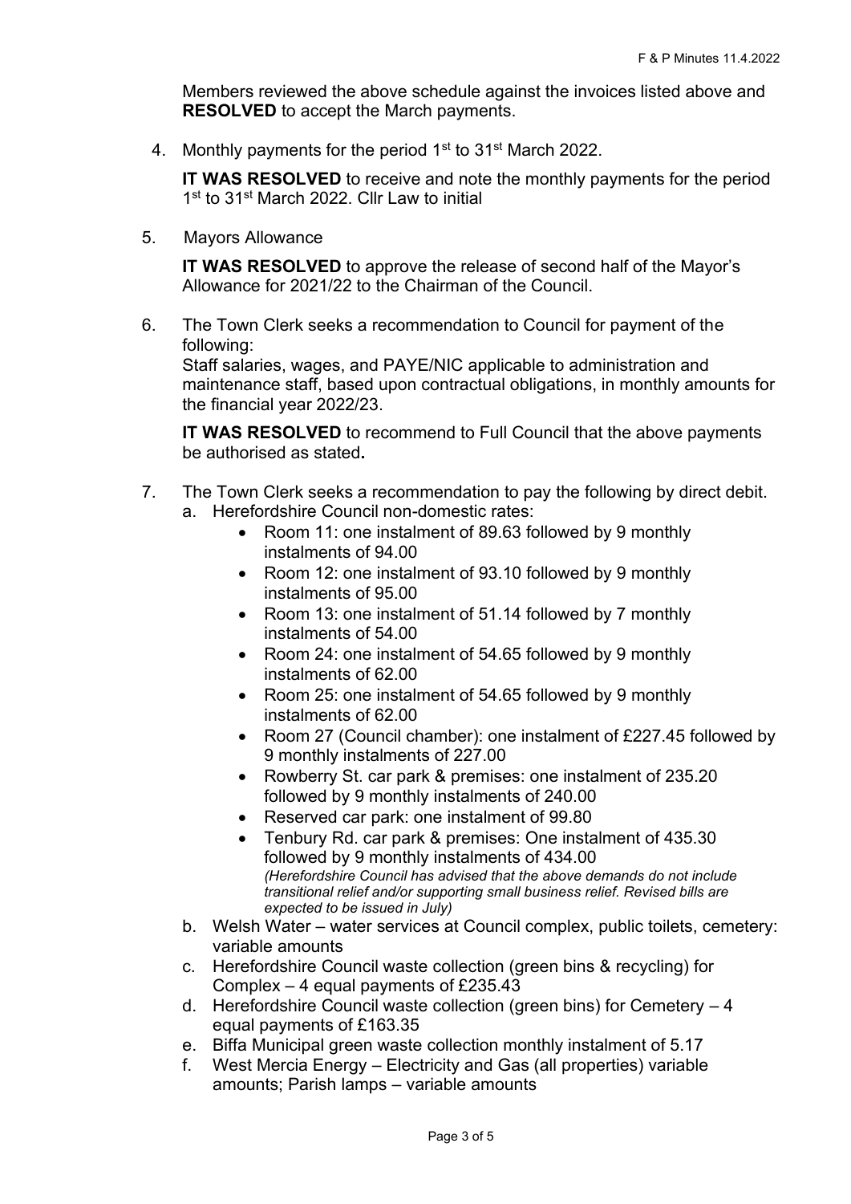Members reviewed the above schedule against the invoices listed above and **RESOLVED** to accept the March payments.

4. Monthly payments for the period 1st to 31st March 2022.

   **IT WAS RESOLVED** to receive and note the monthly payments for the period 1st to 31st March 2022. Cllr Law to initial

5. Mayors Allowance

   **IT WAS RESOLVED** to approve the release of second half of the Mayor's Allowance for 2021/22 to the Chairman of the Council.

6. The Town Clerk seeks a recommendation to Council for payment of the following:
   Staff salaries, wages, and PAYE/NIC applicable to administration and maintenance staff, based upon contractual obligations, in monthly amounts for the financial year 2022/23.

   **IT WAS RESOLVED** to recommend to Full Council that the above payments be authorised as stated**.**

7. The Town Clerk seeks a recommendation to pay the following by direct debit.
   a. Herefordshire Council non-domestic rates:
      - Room 11: one instalment of 89.63 followed by 9 monthly instalments of 94.00
      - Room 12: one instalment of 93.10 followed by 9 monthly instalments of 95.00
      - Room 13: one instalment of 51.14 followed by 7 monthly instalments of 54.00
      - Room 24: one instalment of 54.65 followed by 9 monthly instalments of 62.00
      - Room 25: one instalment of 54.65 followed by 9 monthly instalments of 62.00
      - Room 27 (Council chamber): one instalment of £227.45 followed by 9 monthly instalments of 227.00
      - Rowberry St. car park & premises: one instalment of 235.20 followed by 9 monthly instalments of 240.00
      - Reserved car park: one instalment of 99.80
      - Tenbury Rd. car park & premises: One instalment of 435.30 followed by 9 monthly instalments of 434.00
        *(Herefordshire Council has advised that the above demands do not include transitional relief and/or supporting small business relief. Revised bills are expected to be issued in July)*

   b. Welsh Water – water services at Council complex, public toilets, cemetery: variable amounts
   c. Herefordshire Council waste collection (green bins & recycling) for Complex – 4 equal payments of £235.43
   d. Herefordshire Council waste collection (green bins) for Cemetery – 4 equal payments of £163.35
   e. Biffa Municipal green waste collection monthly instalment of 5.17
   f. West Mercia Energy – Electricity and Gas (all properties) variable amounts; Parish lamps – variable amounts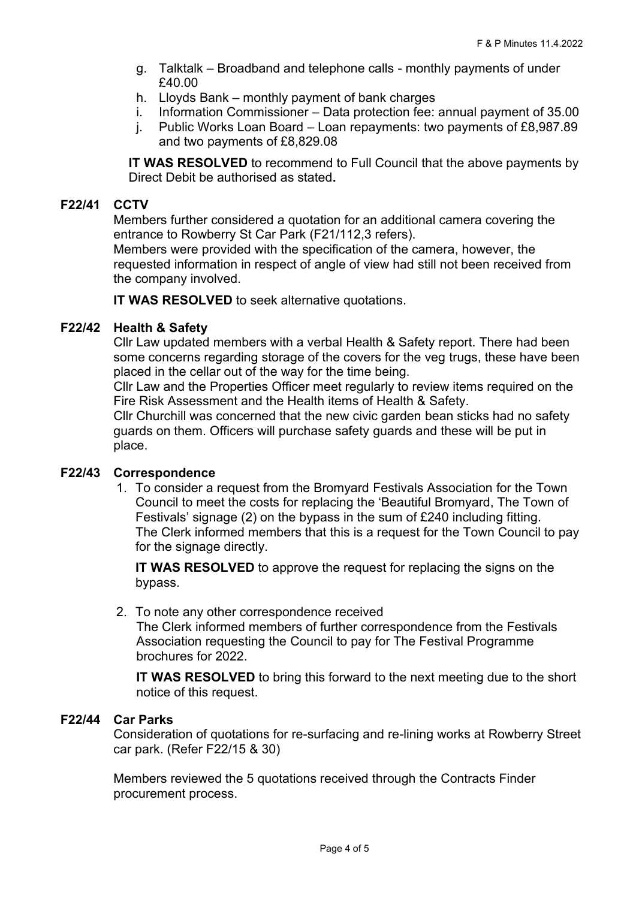g. Talktalk – Broadband and telephone calls - monthly payments of under £40.00
h. Lloyds Bank – monthly payment of bank charges
i. Information Commissioner – Data protection fee: annual payment of 35.00
j. Public Works Loan Board – Loan repayments: two payments of £8,987.89 and two payments of £8,829.08

**IT WAS RESOLVED** to recommend to Full Council that the above payments by Direct Debit be authorised as stated**.**

## F22/41 CCTV

Members further considered a quotation for an additional camera covering the entrance to Rowberry St Car Park (F21/112,3 refers).
Members were provided with the specification of the camera, however, the requested information in respect of angle of view had still not been received from the company involved.

**IT WAS RESOLVED** to seek alternative quotations.

## F22/42 Health & Safety

Cllr Law updated members with a verbal Health & Safety report. There had been some concerns regarding storage of the covers for the veg trugs, these have been placed in the cellar out of the way for the time being.
Cllr Law and the Properties Officer meet regularly to review items required on the Fire Risk Assessment and the Health items of Health & Safety.
Cllr Churchill was concerned that the new civic garden bean sticks had no safety guards on them. Officers will purchase safety guards and these will be put in place.

## F22/43 Correspondence

1. To consider a request from the Bromyard Festivals Association for the Town Council to meet the costs for replacing the 'Beautiful Bromyard, The Town of Festivals' signage (2) on the bypass in the sum of £240 including fitting.
   The Clerk informed members that this is a request for the Town Council to pay for the signage directly.

   **IT WAS RESOLVED** to approve the request for replacing the signs on the bypass.

2. To note any other correspondence received
   The Clerk informed members of further correspondence from the Festivals Association requesting the Council to pay for The Festival Programme brochures for 2022.

   **IT WAS RESOLVED** to bring this forward to the next meeting due to the short notice of this request.

## F22/44 Car Parks

Consideration of quotations for re-surfacing and re-lining works at Rowberry Street car park. (Refer F22/15 & 30)

Members reviewed the 5 quotations received through the Contracts Finder procurement process.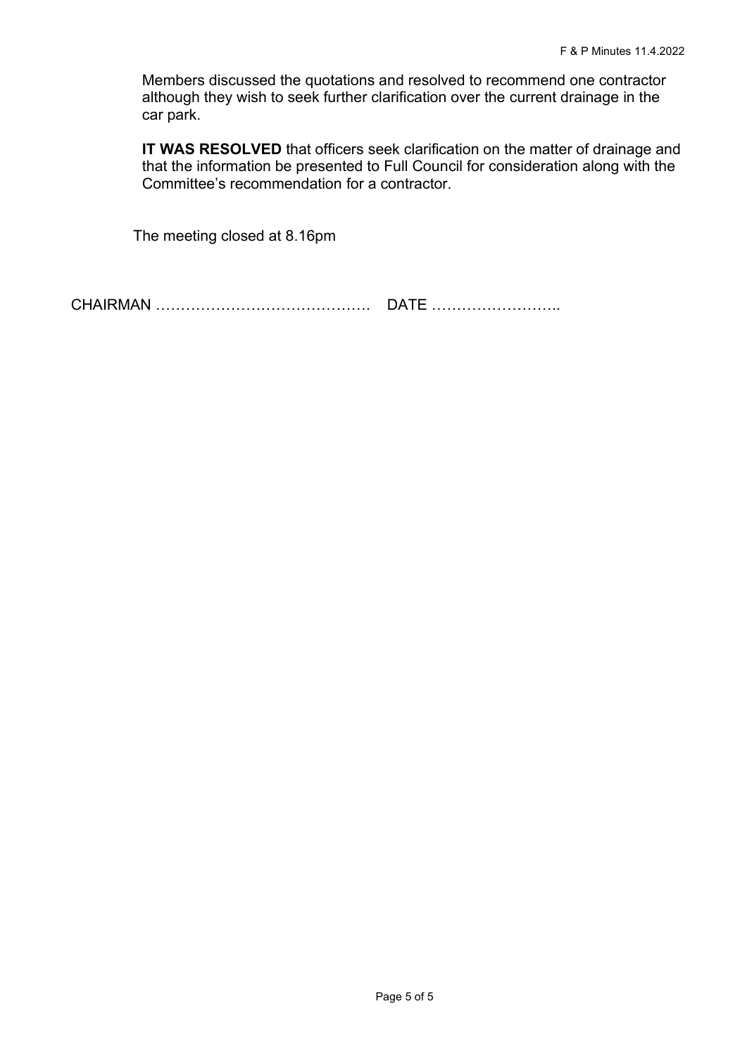Members discussed the quotations and resolved to recommend one contractor although they wish to seek further clarification over the current drainage in the car park.

**IT WAS RESOLVED** that officers seek clarification on the matter of drainage and that the information be presented to Full Council for consideration along with the Committee's recommendation for a contractor.

The meeting closed at 8.16pm

CHAIRMAN ……………………………………  DATE ……………………..